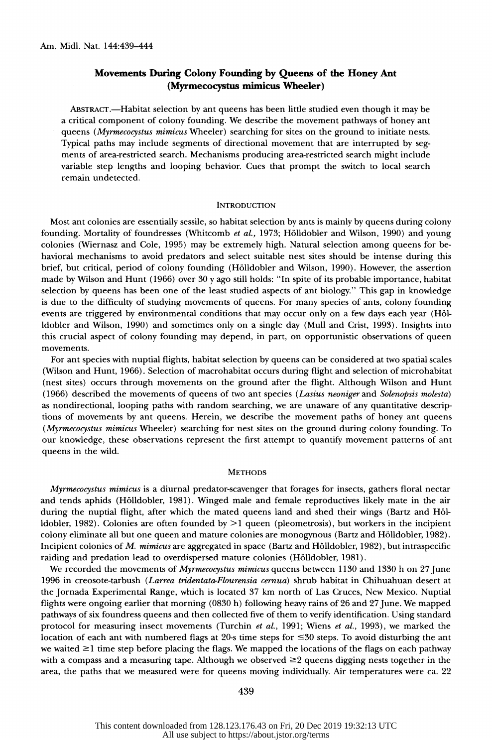# Movements During Colony Founding by Queens of the Honey Ant (*Myrmecocystus mimicus* Wheeler)

ABSTRACT.—Habitat selection by ant queens has been little studied even though it may be a critical component of colony founding. We describe the movement pathways of honey ant queens (*Myrmecocystus mimicus* Wheeler) searching for sites on the ground to initiate nests. Typical paths may include segments of directional movement that are interrupted by segments of area-restricted search. Mechanisms producing area-restricted search might include variable step lengths and looping behavior. Cues that prompt the switch to local search remain undetected.

## INTRODUCTION

Most ant colonies are essentially sessile, so habitat selection by ants is mainly by queens during colony founding. Mortality of foundresses (Whitcomb *et al.*, 1973; Hölldobler and Wilson, 1990) and young colonies (Wiernasz and Cole, 1995) may be extremely high. Natural selection among queens for behavioral mechanisms to avoid predators and select suitable nest sites should be intense during this brief, but critical, period of colony founding (Hölldobler and Wilson, 1990). However, the assertion made by Wilson and Hunt (1966) over 30 y ago still holds: "In spite of its probable importance, habitat selection by queens has been one of the least studied aspects of ant biology." This gap in knowledge is due to the difficulty of studying movements of queens. For many species of ants, colony founding events are triggered by environmental conditions that may occur only on a few days each year (Hölldobler and Wilson, 1990) and sometimes only on a single day (Mull and Crist, 1993). Insights into this crucial aspect of colony founding may depend, in part, on opportunistic observations of queen movements.

For ant species with nuptial flights, habitat selection by queens can be considered at two spatial scales (Wilson and Hunt, 1966). Selection of macrohabitat occurs during flight and selection of microhabitat (nest sites) occurs through movements on the ground after the flight. Although Wilson and Hunt (1966) described the movements of queens of two ant species (*Lasius neoniger* and *Solenopsis molesta*) as nondirectional, looping paths with random searching, we are unaware of any quantitative descriptions of movements by ant queens. Herein, we describe the movement paths of honey ant queens (*Myrmecocystus mimicus* Wheeler) searching for nest sites on the ground during colony founding. To our knowledge, these observations represent the first attempt to quantify movement patterns of ant queens in the wild.

## METHODS

*Myrmecocystus mimicus* is a diurnal predator-scavenger that forages for insects, gathers floral nectar and tends aphids (Hölldobler, 1981). Winged male and female reproductives likely mate in the air during the nuptial flight, after which the mated queens land and shed their wings (Bartz and Hölldobler, 1982). Colonies are often founded by >1 queen (pleometrosis), but workers in the incipient colony eliminate all but one queen and mature colonies are monogynous (Bartz and Hölldobler, 1982). Incipient colonies of *M. mimicus* are aggregated in space (Bartz and Hölldobler, 1982), but intraspecific raiding and predation lead to overdispersed mature colonies (Hölldobler, 1981).

We recorded the movements of *Myrmecocystus mimicus* queens between 1130 and 1330 h on 27 June 1996 in creosote-tarbush (*Larrea tridentata-Flourensia cernua*) shrub habitat in Chihuahuan desert at the Jornada Experimental Range, which is located 37 km north of Las Cruces, New Mexico. Nuptial flights were ongoing earlier that morning (0830 h) following heavy rains of 26 and 27 June. We mapped pathways of six foundress queens and then collected five of them to verify identification. Using standard protocol for measuring insect movements (Turchin *et al.*, 1991; Wiens *et al.*, 1993), we marked the location of each ant with numbered flags at 20-s time steps for ≤30 steps. To avoid disturbing the ant we waited ≥1 time step before placing the flags. We mapped the locations of the flags on each pathway with a compass and a measuring tape. Although we observed ≥2 queens digging nests together in the area, the paths that we measured were for queens moving individually. Air temperatures were ca. 22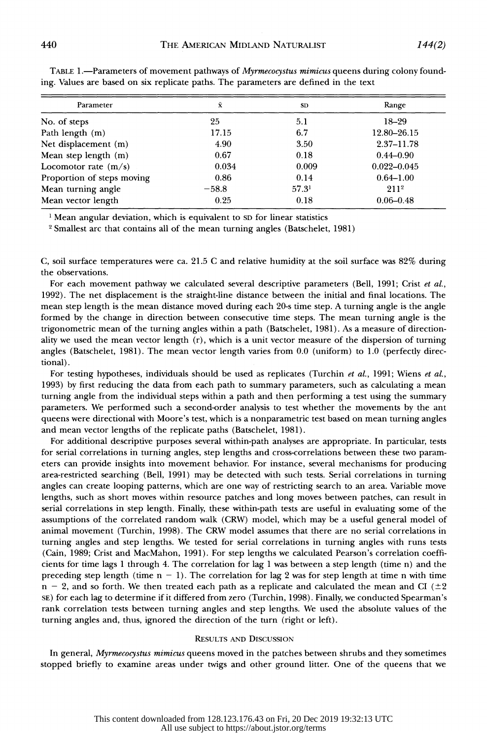TABLE 1.—Parameters of movement pathways of *Myrmecocystus mimicus* queens during colony founding. Values are based on six replicate paths. The parameters are defined in the text

| Parameter | $\bar{x}$ | SD | Range |
|---|---|---|---|
| No. of steps | 25 | 5.1 | 18–29 |
| Path length (m) | 17.15 | 6.7 | 12.80–26.15 |
| Net displacement (m) | 4.90 | 3.50 | 2.37–11.78 |
| Mean step length (m) | 0.67 | 0.18 | 0.44–0.90 |
| Locomotor rate (m/s) | 0.034 | 0.009 | 0.022–0.045 |
| Proportion of steps moving | 0.86 | 0.14 | 0.64–1.00 |
| Mean turning angle | −58.8 | 57.3[1] | 211[2] |
| Mean vector length | 0.25 | 0.18 | 0.06–0.48 |

[1] Mean angular deviation, which is equivalent to SD for linear statistics

[2] Smallest arc that contains all of the mean turning angles (Batschelet, 1981)

C, soil surface temperatures were ca. 21.5 C and relative humidity at the soil surface was 82% during the observations.

For each movement pathway we calculated several descriptive parameters (Bell, 1991; Crist *et al.*, 1992). The net displacement is the straight-line distance between the initial and final locations. The mean step length is the mean distance moved during each 20-s time step. A turning angle is the angle formed by the change in direction between consecutive time steps. The mean turning angle is the trigonometric mean of the turning angles within a path (Batschelet, 1981). As a measure of directionality we used the mean vector length ($r$), which is a unit vector measure of the dispersion of turning angles (Batschelet, 1981). The mean vector length varies from 0.0 (uniform) to 1.0 (perfectly directional).

For testing hypotheses, individuals should be used as replicates (Turchin *et al.*, 1991; Wiens *et al.*, 1993) by first reducing the data from each path to summary parameters, such as calculating a mean turning angle from the individual steps within a path and then performing a test using the summary parameters. We performed such a second-order analysis to test whether the movements by the ant queens were directional with Moore's test, which is a nonparametric test based on mean turning angles and mean vector lengths of the replicate paths (Batschelet, 1981).

For additional descriptive purposes several within-path analyses are appropriate. In particular, tests for serial correlations in turning angles, step lengths and cross-correlations between these two parameters can provide insights into movement behavior. For instance, several mechanisms for producing area-restricted searching (Bell, 1991) may be detected with such tests. Serial correlations in turning angles can create looping patterns, which are one way of restricting search to an area. Variable move lengths, such as short moves within resource patches and long moves between patches, can result in serial correlations in step length. Finally, these within-path tests are useful in evaluating some of the assumptions of the correlated random walk (CRW) model, which may be a useful general model of animal movement (Turchin, 1998). The CRW model assumes that there are no serial correlations in turning angles and step lengths. We tested for serial correlations in turning angles with runs tests (Cain, 1989; Crist and MacMahon, 1991). For step lengths we calculated Pearson's correlation coefficients for time lags 1 through 4. The correlation for lag 1 was between a step length (time $n$) and the preceding step length (time $n - 1$). The correlation for lag 2 was for step length at time $n$ with time $n - 2$, and so forth. We then treated each path as a replicate and calculated the mean and CI ($\pm 2$ SE) for each lag to determine if it differed from zero (Turchin, 1998). Finally, we conducted Spearman's rank correlation tests between turning angles and step lengths. We used the absolute values of the turning angles and, thus, ignored the direction of the turn (right or left).

## RESULTS AND DISCUSSION

In general, *Myrmecocystus mimicus* queens moved in the patches between shrubs and they sometimes stopped briefly to examine areas under twigs and other ground litter. One of the queens that we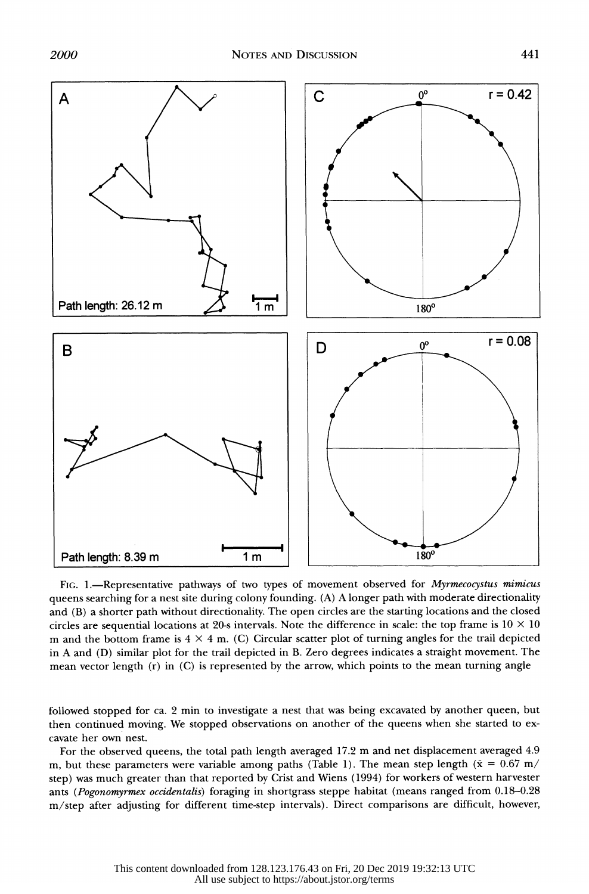FIG. 1.—Representative pathways of two types of movement observed for *Myrmecocystus mimicus* queens searching for a nest site during colony founding. (A) A longer path with moderate directionality and (B) a shorter path without directionality. The open circles are the starting locations and the closed circles are sequential locations at 20-s intervals. Note the difference in scale: the top frame is 10 × 10 m and the bottom frame is 4 × 4 m. (C) Circular scatter plot of turning angles for the trail depicted in A and (D) similar plot for the trail depicted in B. Zero degrees indicates a straight movement. The mean vector length (r) in (C) is represented by the arrow, which points to the mean turning angle

followed stopped for ca. 2 min to investigate a nest that was being excavated by another queen, but then continued moving. We stopped observations on another of the queens when she started to excavate her own nest.

For the observed queens, the total path length averaged 17.2 m and net displacement averaged 4.9 m, but these parameters were variable among paths (Table 1). The mean step length ($\bar{x}$ = 0.67 m/step) was much greater than that reported by Crist and Wiens (1994) for workers of western harvester ants (*Pogonomyrmex occidentalis*) foraging in shortgrass steppe habitat (means ranged from 0.18–0.28 m/step after adjusting for different time-step intervals). Direct comparisons are difficult, however,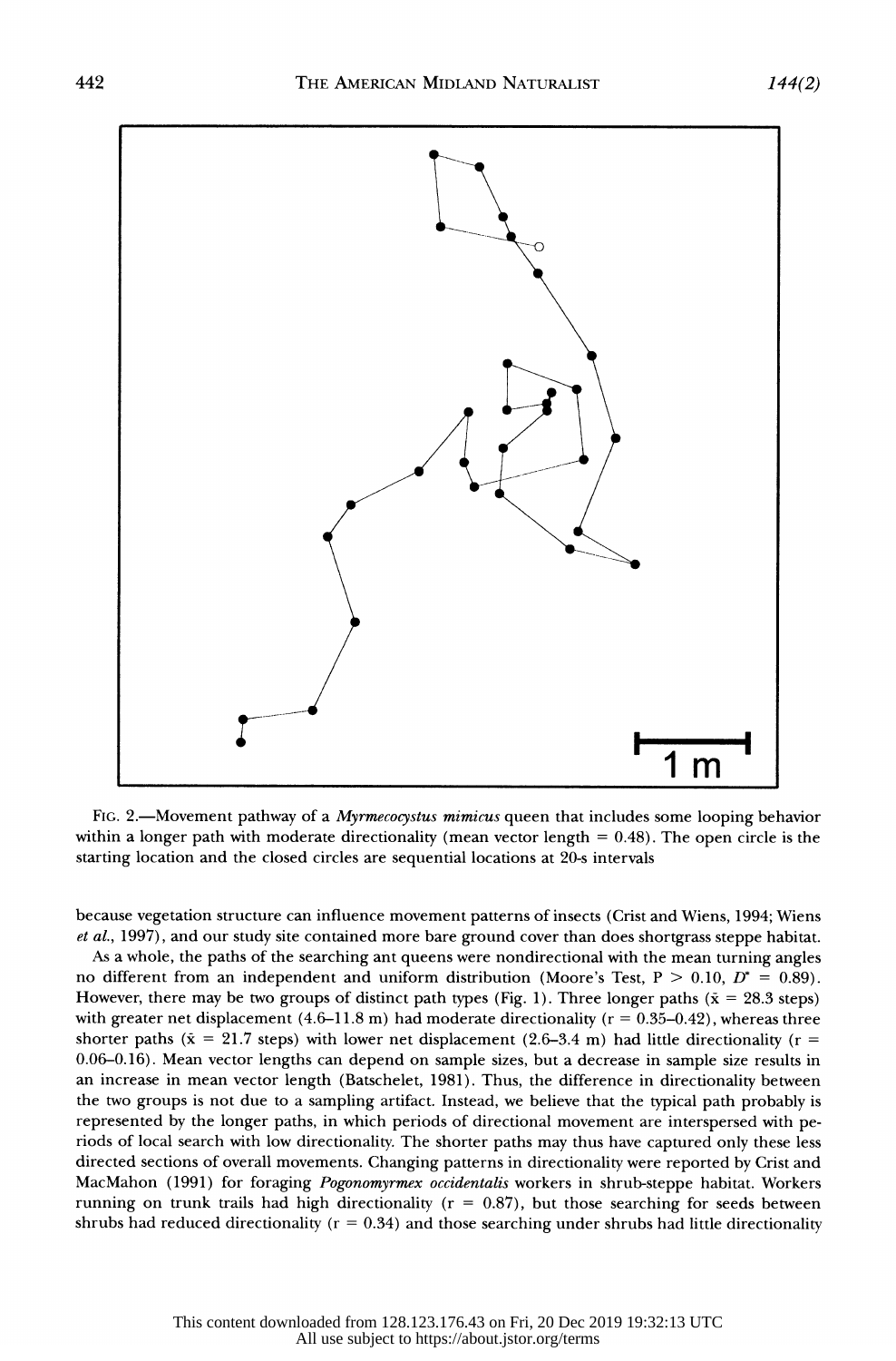FIG. 2.—Movement pathway of a *Myrmecocystus mimicus* queen that includes some looping behavior within a longer path with moderate directionality (mean vector length = 0.48). The open circle is the starting location and the closed circles are sequential locations at 20-s intervals

because vegetation structure can influence movement patterns of insects (Crist and Wiens, 1994; Wiens *et al.*, 1997), and our study site contained more bare ground cover than does shortgrass steppe habitat.

As a whole, the paths of the searching ant queens were nondirectional with the mean turning angles no different from an independent and uniform distribution (Moore's Test, $P > 0.10$, $D^* = 0.89$). However, there may be two groups of distinct path types (Fig. 1). Three longer paths ($\bar{x} = 28.3$ steps) with greater net displacement (4.6–11.8 m) had moderate directionality ($r = 0.35$–$0.42$), whereas three shorter paths ($\bar{x} = 21.7$ steps) with lower net displacement (2.6–3.4 m) had little directionality ($r = 0.06$–$0.16$). Mean vector lengths can depend on sample sizes, but a decrease in sample size results in an increase in mean vector length (Batschelet, 1981). Thus, the difference in directionality between the two groups is not due to a sampling artifact. Instead, we believe that the typical path probably is represented by the longer paths, in which periods of directional movement are interspersed with periods of local search with low directionality. The shorter paths may thus have captured only these less directed sections of overall movements. Changing patterns in directionality were reported by Crist and MacMahon (1991) for foraging *Pogonomyrmex occidentalis* workers in shrub-steppe habitat. Workers running on trunk trails had high directionality ($r = 0.87$), but those searching for seeds between shrubs had reduced directionality ($r = 0.34$) and those searching under shrubs had little directionality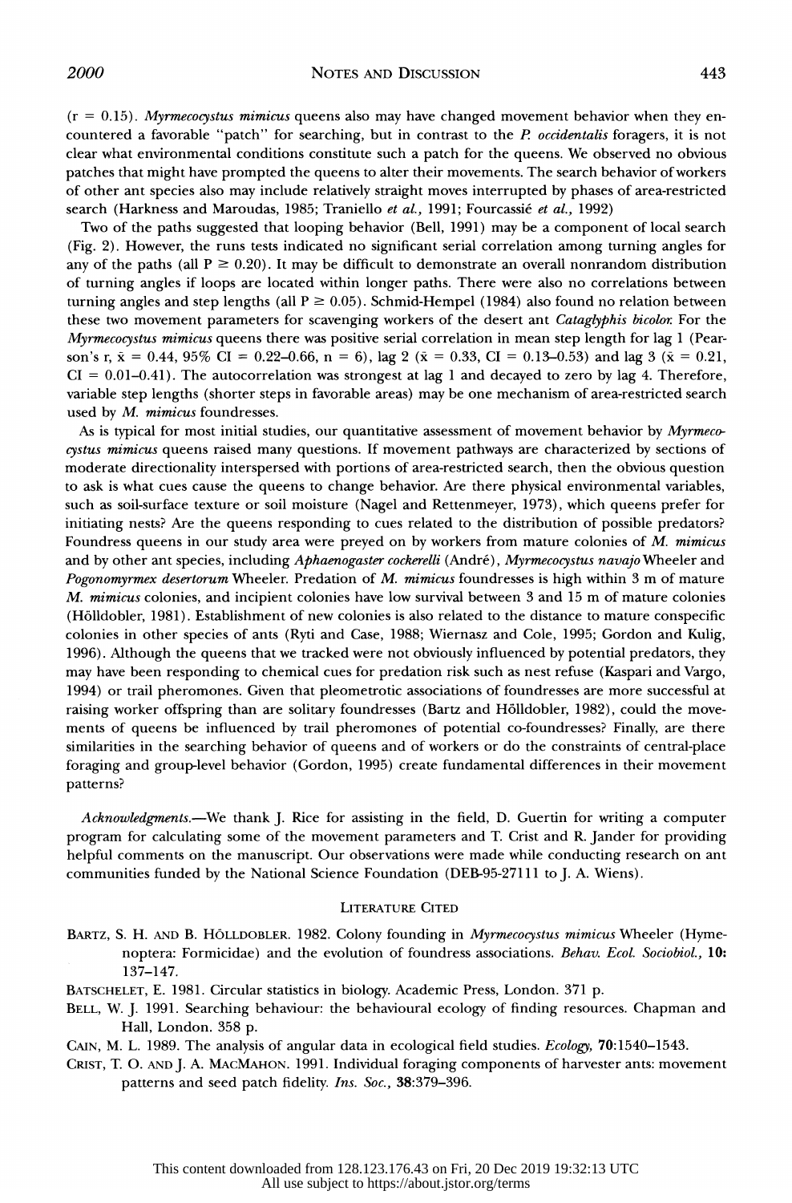($r = 0.15$). *Myrmecocystus mimicus* queens also may have changed movement behavior when they encountered a favorable "patch" for searching, but in contrast to the *P. occidentalis* foragers, it is not clear what environmental conditions constitute such a patch for the queens. We observed no obvious patches that might have prompted the queens to alter their movements. The search behavior of workers of other ant species also may include relatively straight moves interrupted by phases of area-restricted search (Harkness and Maroudas, 1985; Traniello *et al.*, 1991; Fourcassié *et al.*, 1992)

Two of the paths suggested that looping behavior (Bell, 1991) may be a component of local search (Fig. 2). However, the runs tests indicated no significant serial correlation among turning angles for any of the paths (all $P \geq 0.20$). It may be difficult to demonstrate an overall nonrandom distribution of turning angles if loops are located within longer paths. There were also no correlations between turning angles and step lengths (all $P \geq 0.05$). Schmid-Hempel (1984) also found no relation between these two movement parameters for scavenging workers of the desert ant *Cataglyphis bicolor*. For the *Myrmecocystus mimicus* queens there was positive serial correlation in mean step length for lag 1 (Pearson's r, $\bar{x} = 0.44$, 95% CI = 0.22–0.66, $n = 6$), lag 2 ($\bar{x} = 0.33$, CI = 0.13–0.53) and lag 3 ($\bar{x} = 0.21$, CI = 0.01–0.41). The autocorrelation was strongest at lag 1 and decayed to zero by lag 4. Therefore, variable step lengths (shorter steps in favorable areas) may be one mechanism of area-restricted search used by *M. mimicus* foundresses.

As is typical for most initial studies, our quantitative assessment of movement behavior by *Myrmecocystus mimicus* queens raised many questions. If movement pathways are characterized by sections of moderate directionality interspersed with portions of area-restricted search, then the obvious question to ask is what cues cause the queens to change behavior. Are there physical environmental variables, such as soil-surface texture or soil moisture (Nagel and Rettenmeyer, 1973), which queens prefer for initiating nests? Are the queens responding to cues related to the distribution of possible predators? Foundress queens in our study area were preyed on by workers from mature colonies of *M. mimicus* and by other ant species, including *Aphaenogaster cockerelli* (André), *Myrmecocystus navajo* Wheeler and *Pogonomyrmex desertorum* Wheeler. Predation of *M. mimicus* foundresses is high within 3 m of mature *M. mimicus* colonies, and incipient colonies have low survival between 3 and 15 m of mature colonies (Hölldobler, 1981). Establishment of new colonies is also related to the distance to mature conspecific colonies in other species of ants (Ryti and Case, 1988; Wiernasz and Cole, 1995; Gordon and Kulig, 1996). Although the queens that we tracked were not obviously influenced by potential predators, they may have been responding to chemical cues for predation risk such as nest refuse (Kaspari and Vargo, 1994) or trail pheromones. Given that pleometrotic associations of foundresses are more successful at raising worker offspring than are solitary foundresses (Bartz and Hölldobler, 1982), could the movements of queens be influenced by trail pheromones of potential co-foundresses? Finally, are there similarities in the searching behavior of queens and of workers or do the constraints of central-place foraging and group-level behavior (Gordon, 1995) create fundamental differences in their movement patterns?

*Acknowledgments.*—We thank J. Rice for assisting in the field, D. Guertin for writing a computer program for calculating some of the movement parameters and T. Crist and R. Jander for providing helpful comments on the manuscript. Our observations were made while conducting research on ant communities funded by the National Science Foundation (DEB-95-27111 to J. A. Wiens).

## Literature Cited

Bartz, S. H. and B. Hölldobler. 1982. Colony founding in *Myrmecocystus mimicus* Wheeler (Hymenoptera: Formicidae) and the evolution of foundress associations. *Behav. Ecol. Sociobiol.*, **10:** 137–147.

Batschelet, E. 1981. Circular statistics in biology. Academic Press, London. 371 p.

Bell, W. J. 1991. Searching behaviour: the behavioural ecology of finding resources. Chapman and Hall, London. 358 p.

Cain, M. L. 1989. The analysis of angular data in ecological field studies. *Ecology,* **70**:1540–1543.

Crist, T. O. and J. A. MacMahon. 1991. Individual foraging components of harvester ants: movement patterns and seed patch fidelity. *Ins. Soc.*, **38**:379–396.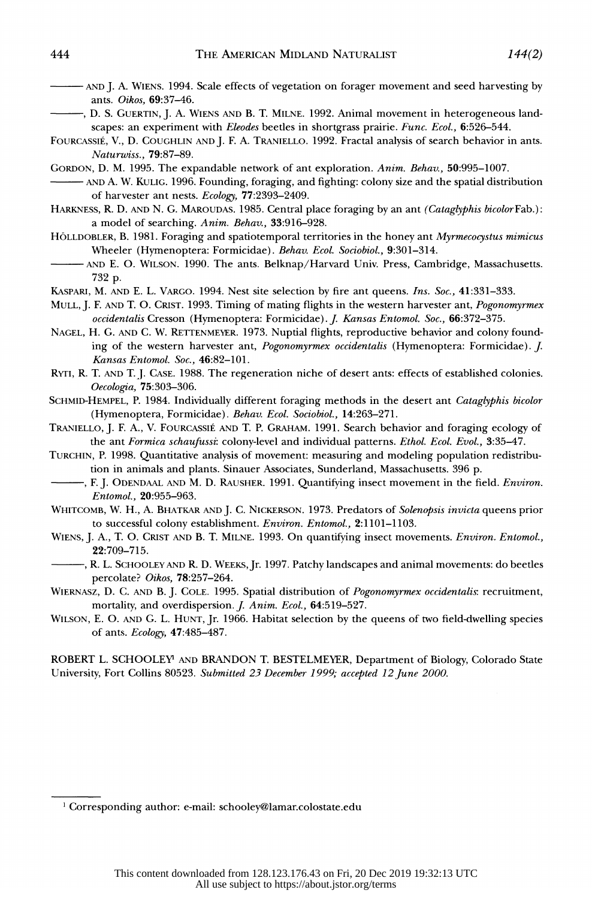——— AND J. A. WIENS. 1994. Scale effects of vegetation on forager movement and seed harvesting by ants. *Oikos*, **69**:37–46.

———, D. S. GUERTIN, J. A. WIENS AND B. T. MILNE. 1992. Animal movement in heterogeneous landscapes: an experiment with *Eleodes* beetles in shortgrass prairie. *Func. Ecol.*, **6**:526–544.

FOURCASSIÉ, V., D. COUGHLIN AND J. F. A. TRANIELLO. 1992. Fractal analysis of search behavior in ants. *Naturwiss.*, **79**:87–89.

GORDON, D. M. 1995. The expandable network of ant exploration. *Anim. Behav.*, **50**:995–1007.

——— AND A. W. KULIG. 1996. Founding, foraging, and fighting: colony size and the spatial distribution of harvester ant nests. *Ecology*, **77**:2393–2409.

HARKNESS, R. D. AND N. G. MAROUDAS. 1985. Central place foraging by an ant (*Cataglyphis bicolor* Fab.): a model of searching. *Anim. Behav.*, **33**:916–928.

HÖLLDOBLER, B. 1981. Foraging and spatiotemporal territories in the honey ant *Myrmecocystus mimicus* Wheeler (Hymenoptera: Formicidae). *Behav. Ecol. Sociobiol.*, **9**:301–314.

——— AND E. O. WILSON. 1990. The ants. Belknap/Harvard Univ. Press, Cambridge, Massachusetts. 732 p.

KASPARI, M. AND E. L. VARGO. 1994. Nest site selection by fire ant queens. *Ins. Soc.*, **41**:331–333.

MULL, J. F. AND T. O. CRIST. 1993. Timing of mating flights in the western harvester ant, *Pogonomyrmex occidentalis* Cresson (Hymenoptera: Formicidae). *J. Kansas Entomol. Soc.*, **66**:372–375.

NAGEL, H. G. AND C. W. RETTENMEYER. 1973. Nuptial flights, reproductive behavior and colony founding of the western harvester ant, *Pogonomyrmex occidentalis* (Hymenoptera: Formicidae). *J. Kansas Entomol. Soc.*, **46**:82–101.

RYTI, R. T. AND T. J. CASE. 1988. The regeneration niche of desert ants: effects of established colonies. *Oecologia*, **75**:303–306.

SCHMID-HEMPEL, P. 1984. Individually different foraging methods in the desert ant *Cataglyphis bicolor* (Hymenoptera, Formicidae). *Behav. Ecol. Sociobiol.*, **14**:263–271.

TRANIELLO, J. F. A., V. FOURCASSIÉ AND T. P. GRAHAM. 1991. Search behavior and foraging ecology of the ant *Formica schaufussi*: colony-level and individual patterns. *Ethol. Ecol. Evol.*, **3**:35–47.

TURCHIN, P. 1998. Quantitative analysis of movement: measuring and modeling population redistribution in animals and plants. Sinauer Associates, Sunderland, Massachusetts. 396 p.

———, F. J. ODENDAAL AND M. D. RAUSHER. 1991. Quantifying insect movement in the field. *Environ. Entomol.*, **20**:955–963.

WHITCOMB, W. H., A. BHATKAR AND J. C. NICKERSON. 1973. Predators of *Solenopsis invicta* queens prior to successful colony establishment. *Environ. Entomol.*, **2**:1101–1103.

WIENS, J. A., T. O. CRIST AND B. T. MILNE. 1993. On quantifying insect movements. *Environ. Entomol.*, **22**:709–715.

———, R. L. SCHOOLEY AND R. D. WEEKS, JR. 1997. Patchy landscapes and animal movements: do beetles percolate? *Oikos*, **78**:257–264.

WIERNASZ, D. C. AND B. J. COLE. 1995. Spatial distribution of *Pogonomyrmex occidentalis*: recruitment, mortality, and overdispersion. *J. Anim. Ecol.*, **64**:519–527.

WILSON, E. O. AND G. L. HUNT, JR. 1966. Habitat selection by the queens of two field-dwelling species of ants. *Ecology*, **47**:485–487.

ROBERT L. SCHOOLEY[1] AND BRANDON T. BESTELMEYER, Department of Biology, Colorado State University, Fort Collins 80523. *Submitted 23 December 1999; accepted 12 June 2000.*

[1] Corresponding author: e-mail: schooley@lamar.colostate.edu